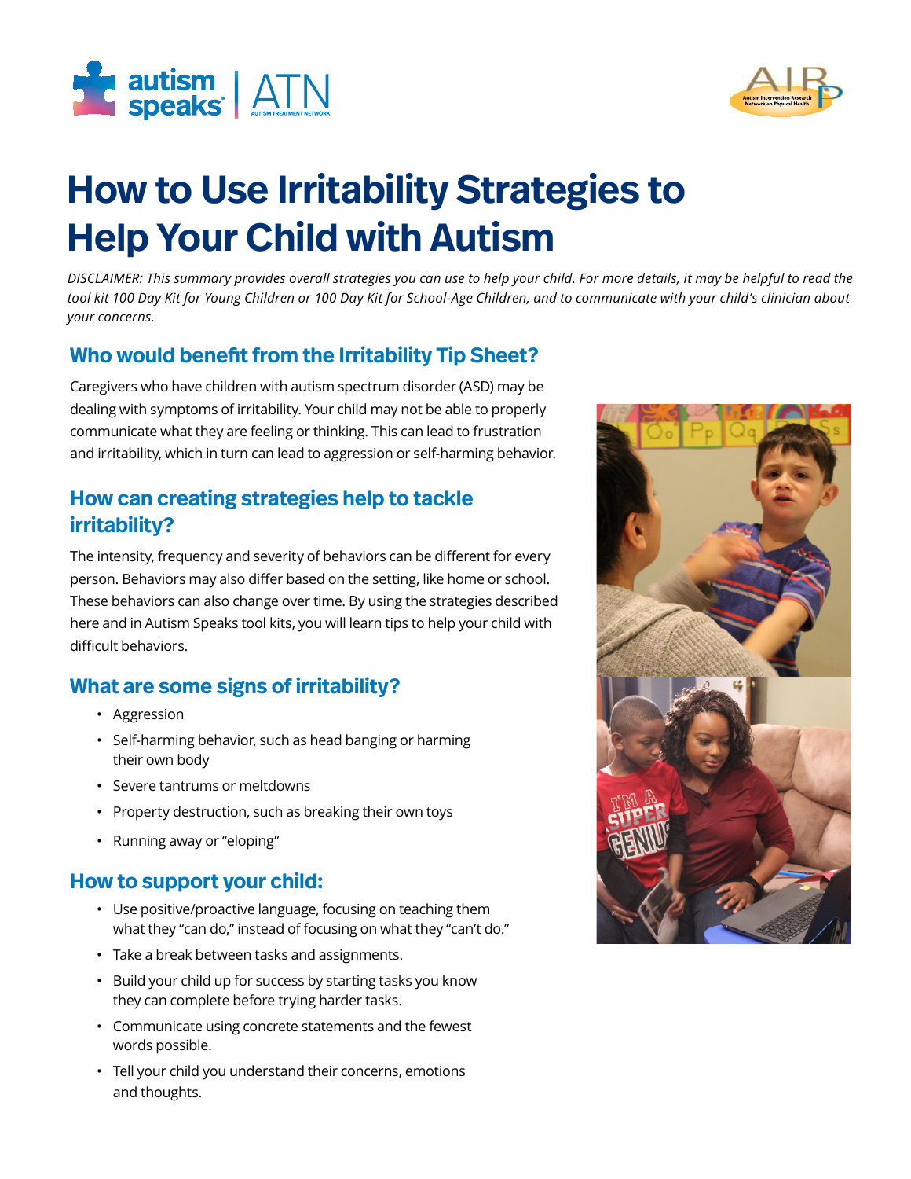# How to Use Irritability Strategies to Help Your Child with Autism

*DISCLAIMER: This summary provides overall strategies you can use to help your child. For more details, it may be helpful to read the tool kit 100 Day Kit for Young Children or 100 Day Kit for School-Age Children, and to communicate with your child's clinician about your concerns.*

## Who would benefit from the Irritability Tip Sheet?

Caregivers who have children with autism spectrum disorder (ASD) may be dealing with symptoms of irritability. Your child may not be able to properly communicate what they are feeling or thinking. This can lead to frustration and irritability, which in turn can lead to aggression or self-harming behavior.

## How can creating strategies help to tackle irritability?

The intensity, frequency and severity of behaviors can be different for every person. Behaviors may also differ based on the setting, like home or school. These behaviors can also change over time. By using the strategies described here and in Autism Speaks tool kits, you will learn tips to help your child with difficult behaviors.

## What are some signs of irritability?

- Aggression
- Self-harming behavior, such as head banging or harming their own body
- Severe tantrums or meltdowns
- Property destruction, such as breaking their own toys
- Running away or "eloping"

## How to support your child:

- Use positive/proactive language, focusing on teaching them what they "can do," instead of focusing on what they "can't do."
- Take a break between tasks and assignments.
- Build your child up for success by starting tasks you know they can complete before trying harder tasks.
- Communicate using concrete statements and the fewest words possible.
- Tell your child you understand their concerns, emotions and thoughts.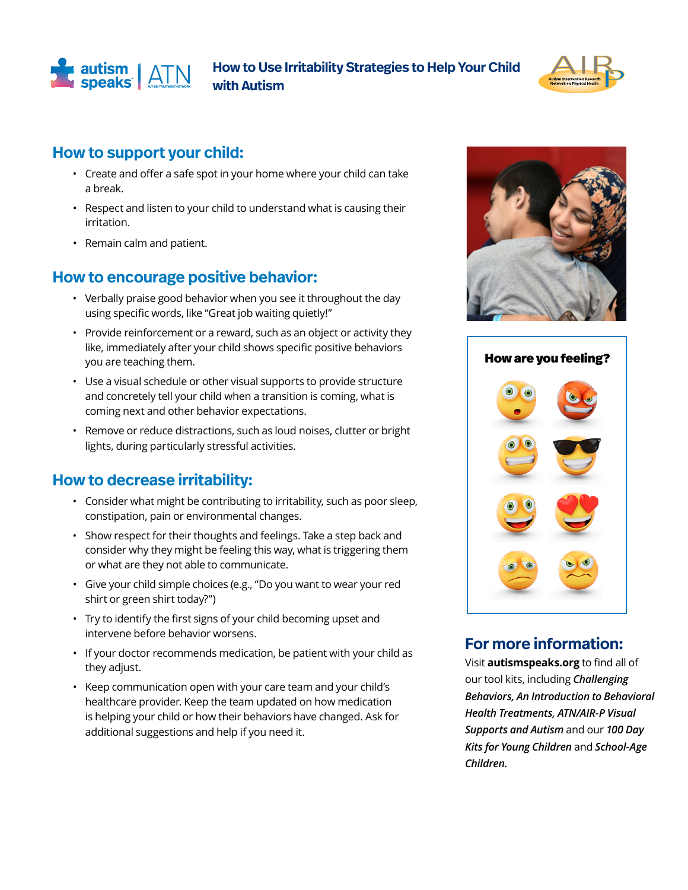# How to Use Irritability Strategies to Help Your Child with Autism

## How to support your child:

- Create and offer a safe spot in your home where your child can take a break.
- Respect and listen to your child to understand what is causing their irritation.
- Remain calm and patient.

## How to encourage positive behavior:

- Verbally praise good behavior when you see it throughout the day using specific words, like "Great job waiting quietly!"
- Provide reinforcement or a reward, such as an object or activity they like, immediately after your child shows specific positive behaviors you are teaching them.
- Use a visual schedule or other visual supports to provide structure and concretely tell your child when a transition is coming, what is coming next and other behavior expectations.
- Remove or reduce distractions, such as loud noises, clutter or bright lights, during particularly stressful activities.

## How to decrease irritability:

- Consider what might be contributing to irritability, such as poor sleep, constipation, pain or environmental changes.
- Show respect for their thoughts and feelings. Take a step back and consider why they might be feeling this way, what is triggering them or what are they not able to communicate.
- Give your child simple choices (e.g., "Do you want to wear your red shirt or green shirt today?")
- Try to identify the first signs of your child becoming upset and intervene before behavior worsens.
- If your doctor recommends medication, be patient with your child as they adjust.
- Keep communication open with your care team and your child's healthcare provider. Keep the team updated on how medication is helping your child or how their behaviors have changed. Ask for additional suggestions and help if you need it.

**How are you feeling?**

## For more information:

Visit **autismspeaks.org** to find all of our tool kits, including ***Challenging Behaviors, An Introduction to Behavioral Health Treatments, ATN/AIR-P Visual Supports and Autism*** and our ***100 Day Kits for Young Children*** and ***School-Age Children.***